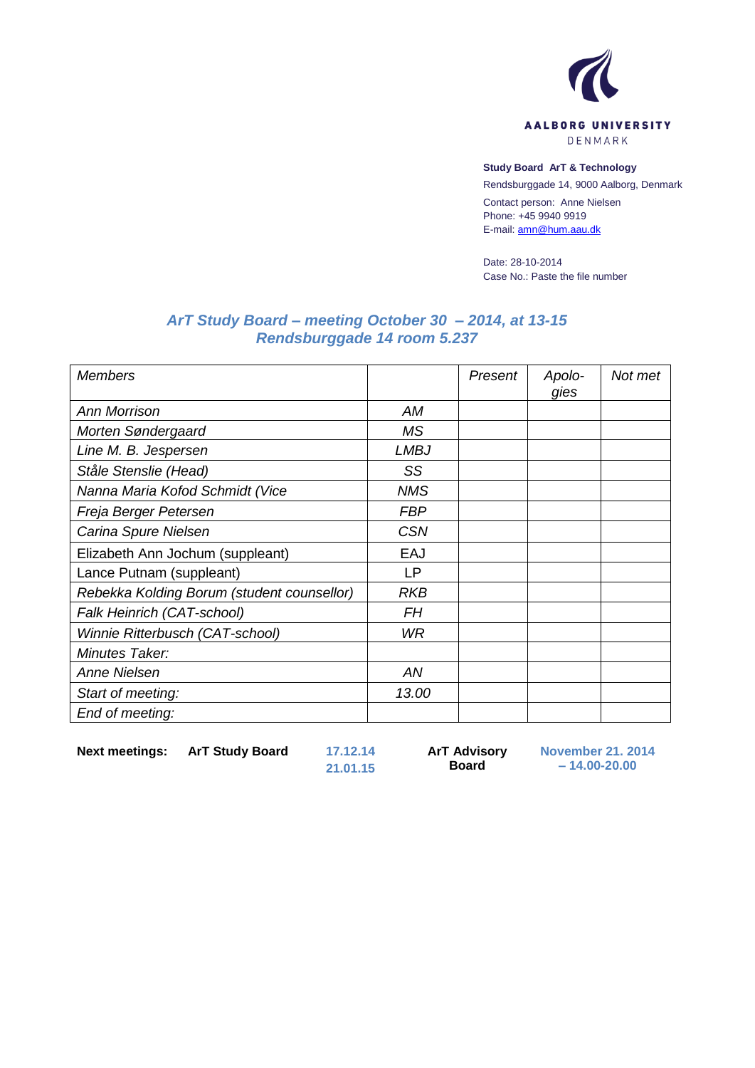AALBORG UNIVERSITY
DENMARK

**Study Board ArT & Technology**
Rendsburggade 14, 9000 Aalborg, Denmark
Contact person: Anne Nielsen
Phone: +45 9940 9919
E-mail: amn@hum.aau.dk

Date: 28-10-2014
Case No.: Paste the file number

## *ArT Study Board – meeting October 30 – 2014, at 13-15*
## *Rendsburggade 14 room 5.237*

| *Members* | | *Present* | *Apolo-gies* | *Not met* |
|---|---|---|---|---|
| *Ann Morrison* | *AM* | | | |
| *Morten Søndergaard* | *MS* | | | |
| *Line M. B. Jespersen* | *LMBJ* | | | |
| *Ståle Stenslie (Head)* | *SS* | | | |
| *Nanna Maria Kofod Schmidt (Vice* | *NMS* | | | |
| *Freja Berger Petersen* | *FBP* | | | |
| *Carina Spure Nielsen* | *CSN* | | | |
| Elizabeth Ann Jochum (suppleant) | EAJ | | | |
| Lance Putnam (suppleant) | LP | | | |
| *Rebekka Kolding Borum (student counsellor)* | *RKB* | | | |
| *Falk Heinrich (CAT-school)* | *FH* | | | |
| *Winnie Ritterbusch (CAT-school)* | *WR* | | | |
| *Minutes Taker:* | | | | |
| *Anne Nielsen* | *AN* | | | |
| *Start of meeting:* | *13.00* | | | |
| *End of meeting:* | | | | |

| **Next meetings:** | **ArT Study Board** | **17.12.14** **21.01.15** | **ArT Advisory Board** | **November 21. 2014 – 14.00-20.00** |
|---|---|---|---|---|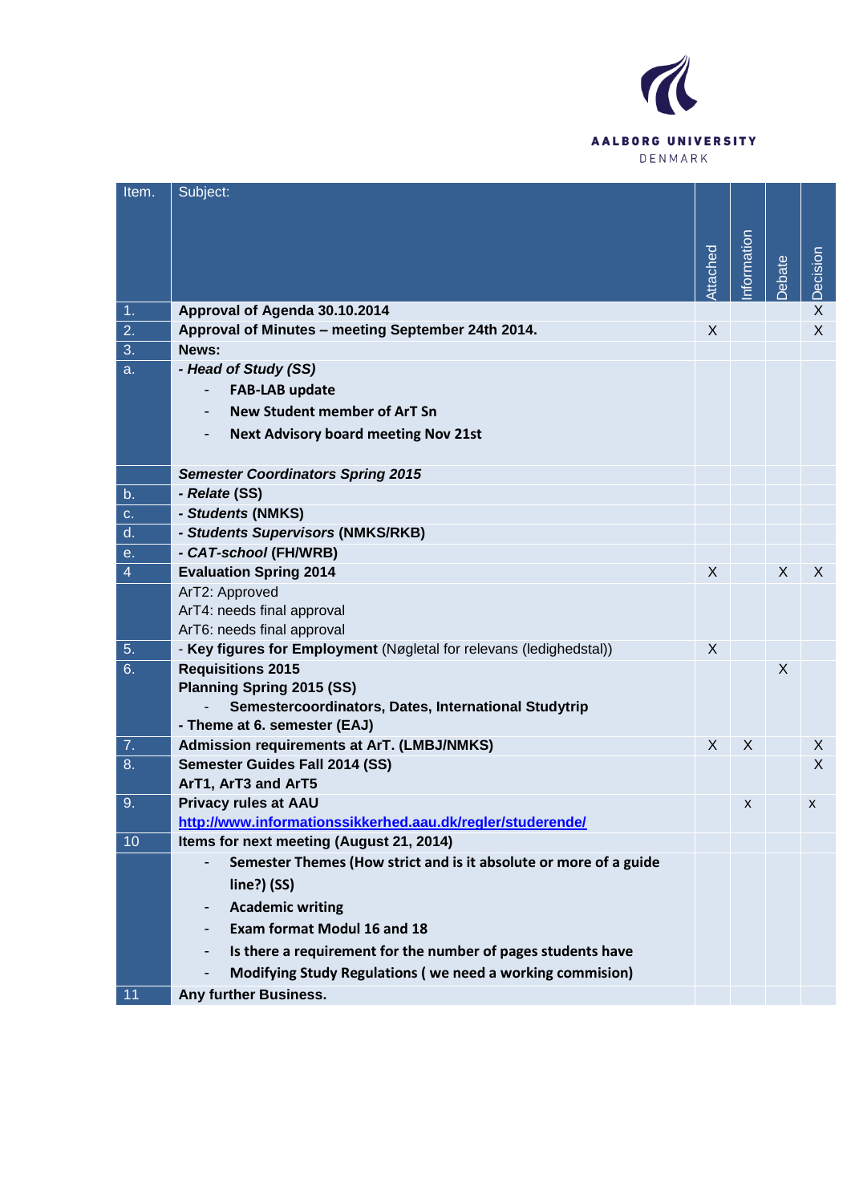AALBORG UNIVERSITY
DENMARK

| Item. | Subject: | Attached | Information | Debate | Decision |
|---|---|---|---|---|---|
| 1. | **Approval of Agenda 30.10.2014** | | | | X |
| 2. | **Approval of Minutes – meeting September 24th 2014.** | X | | | X |
| 3. | **News:** | | | | |
| a. | ***- Head of Study (SS)*** <br> - **FAB-LAB update** <br> - **New Student member of ArT Sn** <br> - **Next Advisory board meeting Nov 21st** | | | | |
| | ***Semester Coordinators Spring 2015*** | | | | |
| b. | **- *Relate* (SS)** | | | | |
| c. | **- *Students* (NMKS)** | | | | |
| d. | **- *Students Supervisors* (NMKS/RKB)** | | | | |
| e. | **- *CAT-school* (FH/WRB)** | | | | |
| 4 | **Evaluation Spring 2014** | X | | X | X |
| | ArT2: Approved <br> ArT4: needs final approval <br> ArT6: needs final approval | | | | |
| 5. | - **Key figures for Employment** (Nøgletal for relevans (ledighedstal)) | X | | | |
| 6. | **Requisitions 2015** <br> **Planning Spring 2015 (SS)** <br> - **Semestercoordinators, Dates, International Studytrip** <br> **- Theme at 6. semester (EAJ)** | | | X | |
| 7. | **Admission requirements at ArT. (LMBJ/NMKS)** | X | X | | X |
| 8. | **Semester Guides Fall 2014 (SS)** <br> **ArT1, ArT3 and ArT5** | | | | X |
| 9. | **Privacy rules at AAU** <br> **http://www.informationssikkerhed.aau.dk/regler/studerende/** | | x | | x |
| 10 | **Items for next meeting (August 21, 2014)** | | | | |
| | - **Semester Themes (How strict and is it absolute or more of a guide line?) (SS)** <br> - **Academic writing** <br> - **Exam format Modul 16 and 18** <br> - **Is there a requirement for the number of pages students have** <br> - **Modifying Study Regulations ( we need a working commision)** | | | | |
| 11 | **Any further Business.** | | | | |